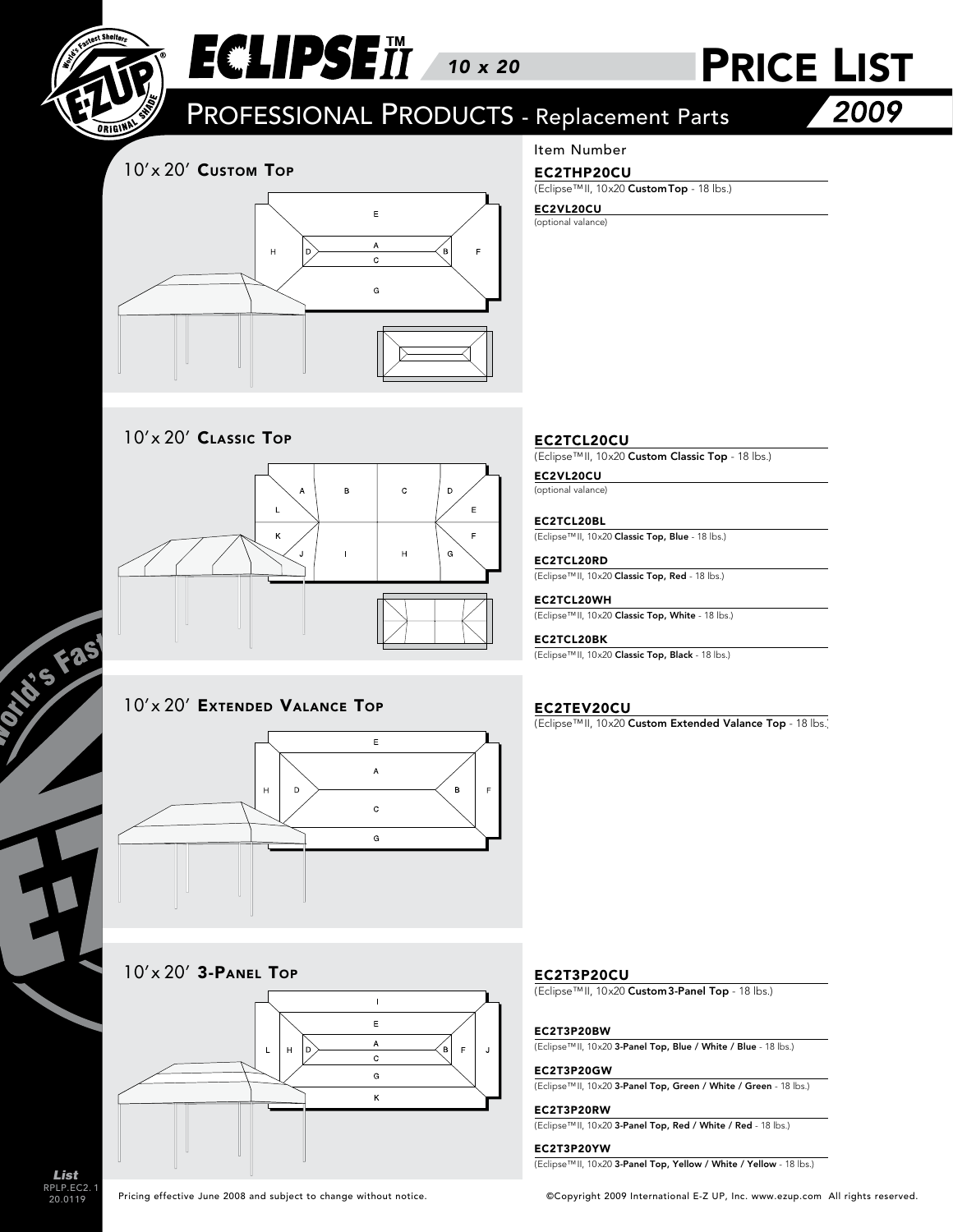# ECLIPSE™ II 10 x 20 PRICE LIST 2009

## PROFESSIONAL PRODUCTS - Replacement Parts

### 10' x 20' Custom Top

Item Number

**EC2THP20CU**
(Eclipse™II, 10x20 **Custom Top** - 18 lbs.)

**EC2VL20CU**
(optional valance)

### 10' x 20' Classic Top

**EC2TCL20CU**
(Eclipse™II, 10x20 **Custom Classic Top** - 18 lbs.)

**EC2VL20CU**
(optional valance)

**EC2TCL20BL**
(Eclipse™II, 10x20 **Classic Top, Blue** - 18 lbs.)

**EC2TCL20RD**
(Eclipse™II, 10x20 **Classic Top, Red** - 18 lbs.)

**EC2TCL20WH**
(Eclipse™II, 10x20 **Classic Top, White** - 18 lbs.)

**EC2TCL20BK**
(Eclipse™II, 10x20 **Classic Top, Black** - 18 lbs.)

### 10' x 20' Extended Valance Top

**EC2TEV20CU**
(Eclipse™II, 10x20 **Custom Extended Valance Top** - 18 lbs.)

### 10' x 20' 3-Panel Top

**EC2T3P20CU**
(Eclipse™II, 10x20 **Custom 3-Panel Top** - 18 lbs.)

**EC2T3P20BW**
(Eclipse™II, 10x20 **3-Panel Top, Blue / White / Blue** - 18 lbs.)

**EC2T3P20GW**
(Eclipse™II, 10x20 **3-Panel Top, Green / White / Green** - 18 lbs.)

**EC2T3P20RW**
(Eclipse™II, 10x20 **3-Panel Top, Red / White / Red** - 18 lbs.)

**EC2T3P20YW**
(Eclipse™II, 10x20 **3-Panel Top, Yellow / White / Yellow** - 18 lbs.)

Pricing effective June 2008 and subject to change without notice.

©Copyright 2009 International E-Z UP, Inc. www.ezup.com All rights reserved.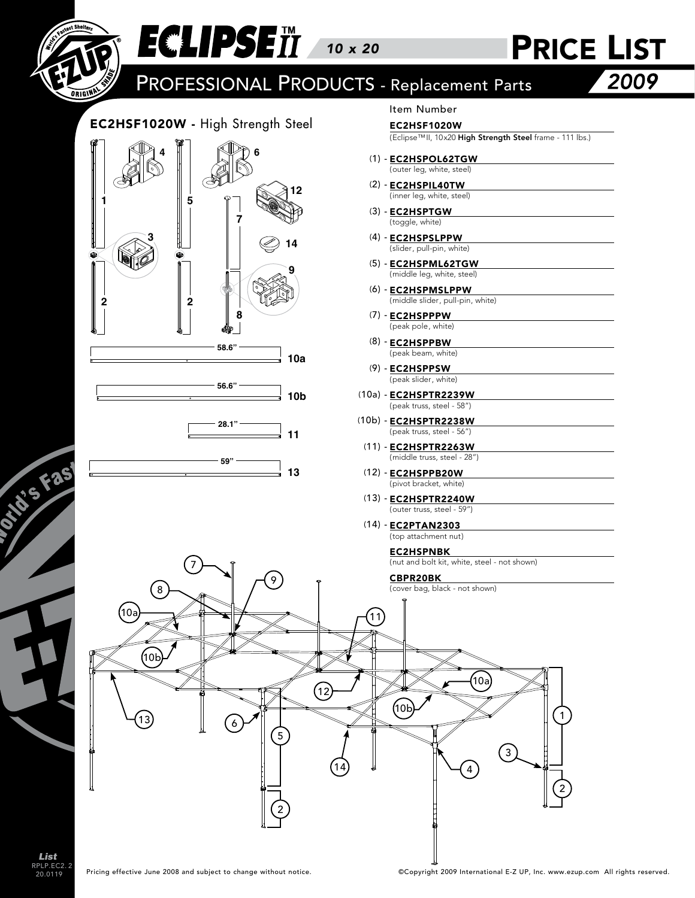# ECLIPSE II™ 10 x 20 PRICE LIST

## PROFESSIONAL PRODUCTS - Replacement Parts 2009

### EC2HSF1020W - High Strength Steel

Item Number

**EC2HSF1020W**
(Eclipse™ II, 10x20 **High Strength Steel** frame - 111 lbs.)

(1) - **EC2HSPOL62TGW**
(outer leg, white, steel)

(2) - **EC2HSPIL40TW**
(inner leg, white, steel)

(3) - **EC2HSPTGW**
(toggle, white)

(4) - **EC2HSPSLPPW**
(slider, pull-pin, white)

(5) - **EC2HSPML62TGW**
(middle leg, white, steel)

(6) - **EC2HSPMSLPPW**
(middle slider, pull-pin, white)

(7) - **EC2HSPPPW**
(peak pole, white)

(8) - **EC2HSPPBW**
(peak beam, white)

(9) - **EC2HSPPSW**
(peak slider, white)

(10a) - **EC2HSPTR2239W**
(peak truss, steel - 58")

(10b) - **EC2HSPTR2238W**
(peak truss, steel - 56")

(11) - **EC2HSPTR2263W**
(middle truss, steel - 28")

(12) - **EC2HSPPB20W**
(pivot bracket, white)

(13) - **EC2HSPTR2240W**
(outer truss, steel - 59")

(14) - **EC2PTAN2303**
(top attachment nut)

**EC2HSPNBK**
(nut and bolt kit, white, steel - not shown)

**CBPR20BK**
(cover bag, black - not shown)

Pricing effective June 2008 and subject to change without notice.

©Copyright 2009 International E-Z UP, Inc. www.ezup.com All rights reserved.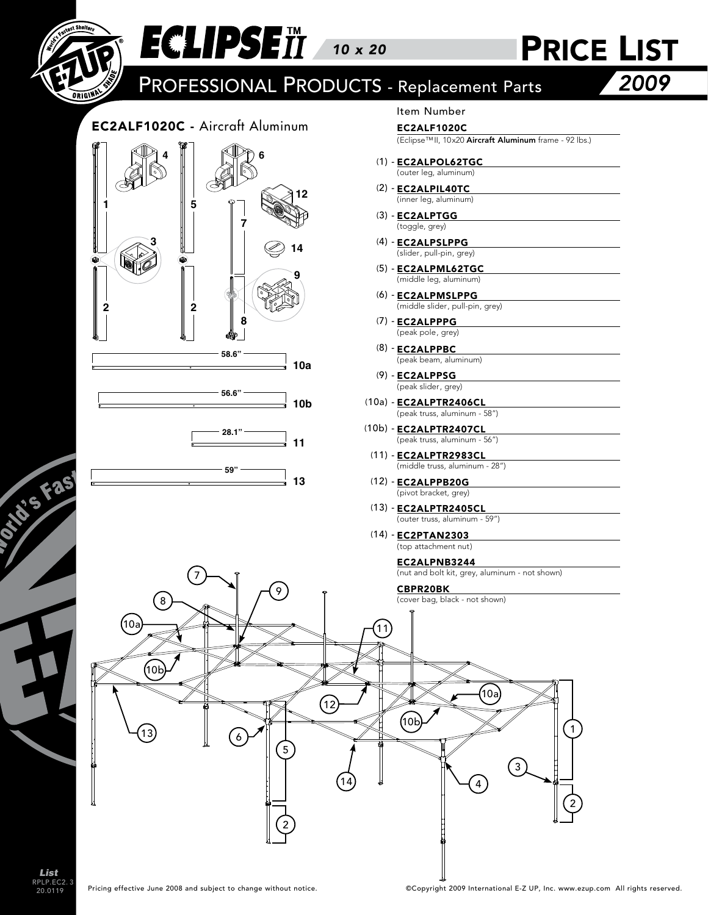# ECLIPSE II™ 10 x 20 PRICE LIST 2009

## PROFESSIONAL PRODUCTS - Replacement Parts

### EC2ALF1020C - Aircraft Aluminum

Item Number

**EC2ALF1020C**
(Eclipse™II, 10x20 **Aircraft Aluminum** frame - 92 lbs.)

- (1) - **EC2ALPOL62TGC** (outer leg, aluminum)
- (2) - **EC2ALPIL40TC** (inner leg, aluminum)
- (3) - **EC2ALPTGG** (toggle, grey)
- (4) - **EC2ALPSLPPG** (slider, pull-pin, grey)
- (5) - **EC2ALPML62TGC** (middle leg, aluminum)
- (6) - **EC2ALPMSLPPG** (middle slider, pull-pin, grey)
- (7) - **EC2ALPPPG** (peak pole, grey)
- (8) - **EC2ALPPBC** (peak beam, aluminum)
- (9) - **EC2ALPPSG** (peak slider, grey)
- (10a) - **EC2ALPTR2406CL** (peak truss, aluminum - 58")
- (10b) - **EC2ALPTR2407CL** (peak truss, aluminum - 56")
- (11) - **EC2ALPTR2983CL** (middle truss, aluminum - 28")
- (12) - **EC2ALPPB20G** (pivot bracket, grey)
- (13) - **EC2ALPTR2405CL** (outer truss, aluminum - 59")
- (14) - **EC2PTAN2303** (top attachment nut)

**EC2ALPNB3244**
(nut and bolt kit, grey, aluminum - not shown)

**CBPR20BK**
(cover bag, black - not shown)

Pricing effective June 2008 and subject to change without notice.

©Copyright 2009 International E-Z UP, Inc. www.ezup.com All rights reserved.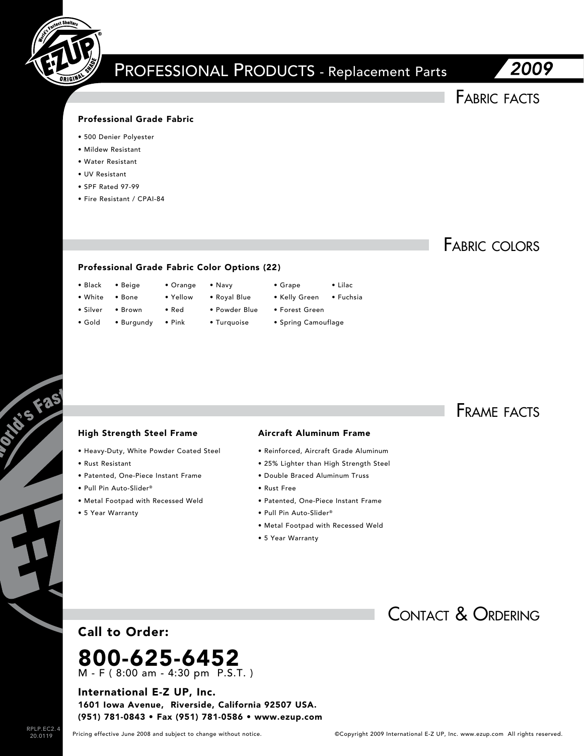# PROFESSIONAL PRODUCTS - Replacement Parts

2009

## FABRIC FACTS

### Professional Grade Fabric

- 500 Denier Polyester
- Mildew Resistant
- Water Resistant
- UV Resistant
- SPF Rated 97-99
- Fire Resistant / CPAI-84

## FABRIC COLORS

### Professional Grade Fabric Color Options (22)

| | | | | | |
|---|---|---|---|---|---|
| • Black | • Beige | • Orange | • Navy | • Grape | • Lilac |
| • White | • Bone | • Yellow | • Royal Blue | • Kelly Green | • Fuchsia |
| • Silver | • Brown | • Red | • Powder Blue | • Forest Green | |
| • Gold | • Burgundy | • Pink | • Turquoise | • Spring Camouflage | |

## FRAME FACTS

### High Strength Steel Frame

- Heavy-Duty, White Powder Coated Steel
- Rust Resistant
- Patented, One-Piece Instant Frame
- Pull Pin Auto-Slider®
- Metal Footpad with Recessed Weld
- 5 Year Warranty

### Aircraft Aluminum Frame

- Reinforced, Aircraft Grade Aluminum
- 25% Lighter than High Strength Steel
- Double Braced Aluminum Truss
- Rust Free
- Patented, One-Piece Instant Frame
- Pull Pin Auto-Slider®
- Metal Footpad with Recessed Weld
- 5 Year Warranty

## CONTACT & ORDERING

**Call to Order:**

**800-625-6452**

M - F ( 8:00 am - 4:30 pm P.S.T. )

**International E-Z UP, Inc.**

**1601 Iowa Avenue, Riverside, California 92507 USA.**

**(951) 781-0843 • Fax (951) 781-0586 • www.ezup.com**

RPLP.EC2.4
20.0119

Pricing effective June 2008 and subject to change without notice.

©Copyright 2009 International E-Z UP, Inc. www.ezup.com All rights reserved.